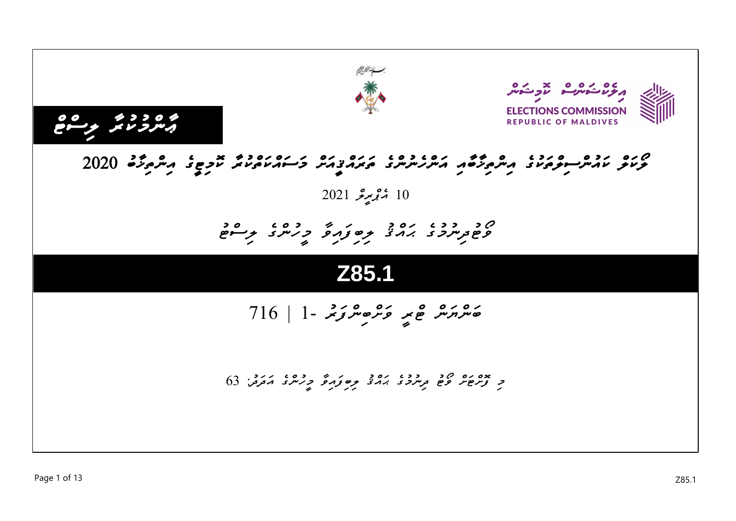އިލެކްޝަންސް ކޮމިޝަން

ELECTIONS COMMISSION

REPUBLIC OF MALDIVES

އާންމުކުރާ ލިސްޓު

# ލޯކަލް ކައުންސިލްތަކުގެ އިންތިޚާބާއި އަންހެނުންގެ ތަރައްޤީއަށް މަސައްކަތްކުރާ ކޮމިޓީގެ އިންތިޚާބު 2020

10 އޭޕްރީލް 2021

## ވޯޓުދިނުމުގެ ޙައްޤު ލިބިފައިވާ މީހުންގެ ލިސްޓު

# Z85.1

## ބަންދަރު ބޭރު ވަރުބިންގަރު -1 | 716

މި ފޮތުގައި ވޯޓު ދިނުމުގެ ޙައްޤު ލިބިފައިވާ މީހުންގެ އަދަދު: 63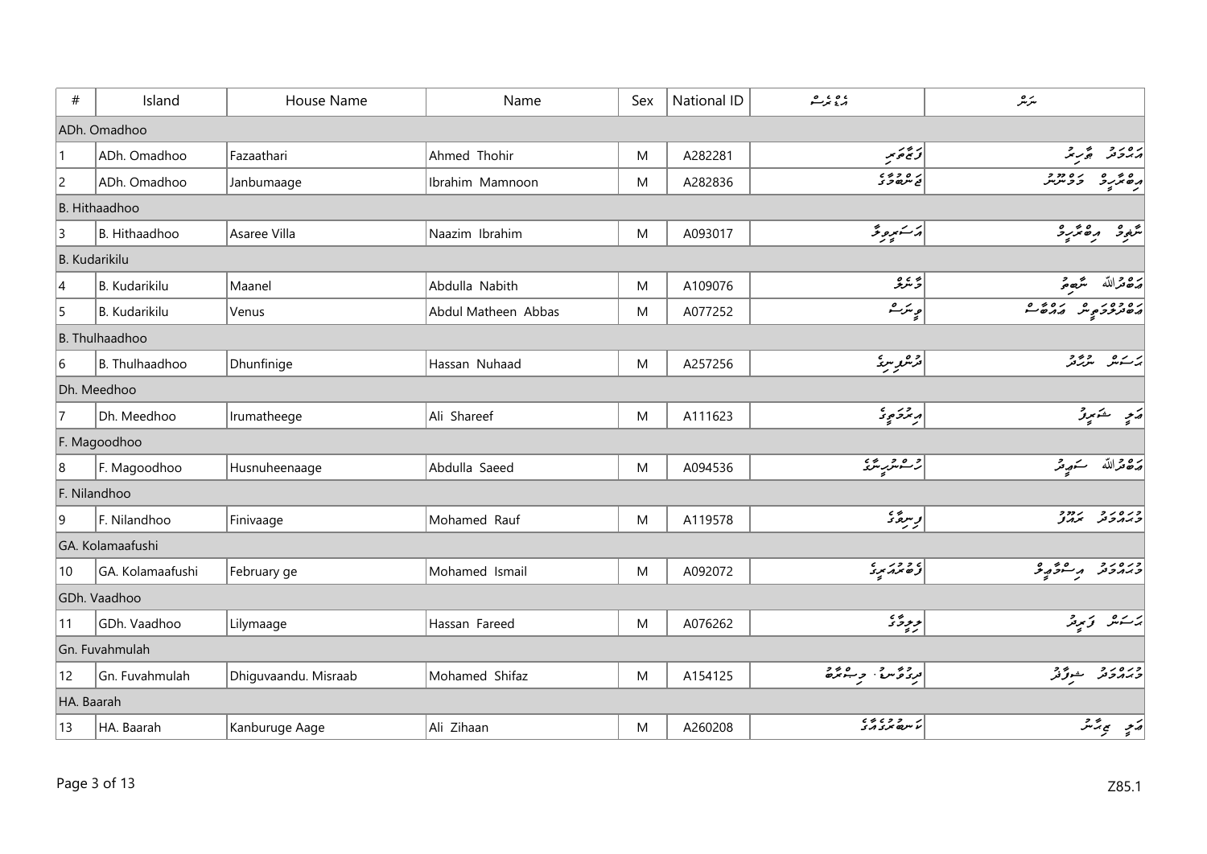| # | Island | House Name | Name | Sex | National ID | އެޑްރެސް | ނަން |
|---|---|---|---|---|---|---|---|
| ADh. Omadhoo | | | | | | | |
| 1 | ADh. Omadhoo | Fazaathari | Ahmed Thohir | M | A282281 | ފަޒާތަރި | އަޙްމަދު ޠާހިރު |
| 2 | ADh. Omadhoo | Janbumaage | Ibrahim Mamnoon | M | A282836 | ޖަނބުމާގެ | އިބްރާހީމް މަމްނޫން |
| B. Hithaadhoo | | | | | | | |
| 3 | B. Hithaadhoo | Asaree Villa | Naazim Ibrahim | M | A093017 | އަސަރީވިލާ | ނާޒިމް އިބްރާހީމް |
| B. Kudarikilu | | | | | | | |
| 4 | B. Kudarikilu | Maanel | Abdulla Nabith | M | A109076 | މާނެލް | އަބްދުﷲ ނާބިތު |
| 5 | B. Kudarikilu | Venus | Abdul Matheen Abbas | M | A077252 | ވީނަސް | އަބްދުލްމަތީން އައްބާސް |
| B. Thulhaadhoo | | | | | | | |
| 6 | B. Thulhaadhoo | Dhunfinige | Hassan Nuhaad | M | A257256 | ދުންފިނިގެ | ހަސަން ނުހާދު |
| Dh. Meedhoo | | | | | | | |
| 7 | Dh. Meedhoo | Irumatheege | Ali Shareef | M | A111623 | އިރުމަތީގެ | އަލީ ޝަރީފު |
| F. Magoodhoo | | | | | | | |
| 8 | F. Magoodhoo | Husnuheenaage | Abdulla Saeed | M | A094536 | ހުސްނުހީނާގެ | އަބްދުﷲ ސަޢީދު |
| F. Nilandhoo | | | | | | | |
| 9 | F. Nilandhoo | Finivaage | Mohamed Rauf | M | A119578 | ފިނިވާގެ | މުޙައްމަދު ރައޫފު |
| GA. Kolamaafushi | | | | | | | |
| 10 | GA. Kolamaafushi | February ge | Mohamed Ismail | M | A092072 | ފެބްރުއަރީގެ | މުޙައްމަދު އިސްމާޢީލް |
| GDh. Vaadhoo | | | | | | | |
| 11 | GDh. Vaadhoo | Lilymaage | Hassan Fareed | M | A076262 | ލިލީމާގެ | ހަސަން ފަރީދު |
| Gn. Fuvahmulah | | | | | | | |
| 12 | Gn. Fuvahmulah | Dhiguvaandu. Misraab | Mohamed Shifaz | M | A154125 | ދިގުވާންދު. މިސްރާބު | މުޙައްމަދު ޝިފާޒު |
| HA. Baarah | | | | | | | |
| 13 | HA. Baarah | Kanburuge Aage | Ali Zihaan | M | A260208 | ކަނބުރުގެއާގެ | އަލީ ޒިހާން |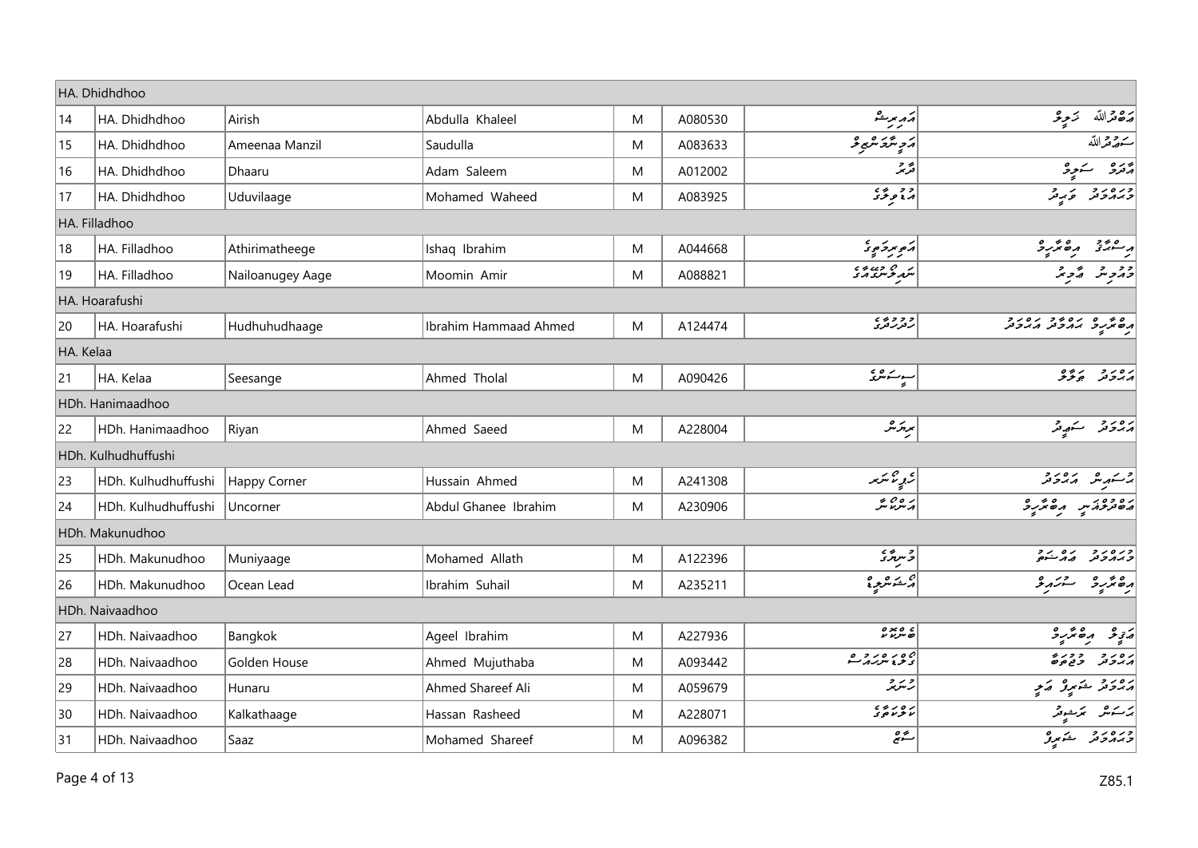| | | | | | | | |
|---|---|---|---|---|---|---|---|
| HA. Dhidhdhoo | | | | | | | |
| 14 | HA. Dhidhdhoo | Airish | Abdulla Khaleel | M | A080530 | އައިރިޝް | އަބްދުﷲ ޚަލީލް |
| 15 | HA. Dhidhdhoo | Ameenaa Manzil | Saudulla | M | A083633 | އަމީނާމަންޒިލް | ސައުދުﷲ |
| 16 | HA. Dhidhdhoo | Dhaaru | Adam Saleem | M | A012002 | ދާރު | އާދަމް ސަލީމް |
| 17 | HA. Dhidhdhoo | Uduvilaage | Mohamed Waheed | M | A083925 | އުދުވިލާގެ | މުހައްމަދު ވަޙީދު |
| HA. Filladhoo | | | | | | | |
| 18 | HA. Filladhoo | Athirimatheege | Ishaq Ibrahim | M | A044668 | އަތިރިމަތީގެ | އިސްޙާޤް އިބްރާހީމް |
| 19 | HA. Filladhoo | Nailoanugey Aage | Moomin Amir | M | A088821 | ނައިލޯނުގޭއާގެ | މުއުމިން އާމިރު |
| HA. Hoarafushi | | | | | | | |
| 20 | HA. Hoarafushi | Hudhuhudhaage | Ibrahim Hammaad Ahmed | M | A124474 |ހުދުހުދާގެ | އިބްރާހީމް ހައްމާދު އަޙްމަދު |
| HA. Kelaa | | | | | | | |
| 21 | HA. Kelaa | Seesange | Ahmed Tholal | M | A090426 | ސީސަންގެ | އަޙްމަދު ތޮލާލް |
| HDh. Hanimaadhoo | | | | | | | |
| 22 | HDh. Hanimaadhoo | Riyan | Ahmed Saeed | M | A228004 | ރިޔަން | އަޙްމަދު ސައީދު |
| HDh. Kulhudhuffushi | | | | | | | |
| 23 | HDh. Kulhudhuffushi | Happy Corner | Hussain Ahmed | M | A241308 | ހެޕީ ކޯނަރ | ހުސައިން އަޙްމަދު |
| 24 | HDh. Kulhudhuffushi | Uncorner | Abdul Ghanee Ibrahim | M | A230906 | އަންކޯނަރ | އަބްދުލްޣަނީ އިބްރާހީމް |
| HDh. Makunudhoo | | | | | | | |
| 25 | HDh. Makunudhoo | Muniyaage | Mohamed Allath | M | A122396 | މުނިޔާގެ | މުހައްމަދު އައްލަތު |
| 26 | HDh. Makunudhoo | Ocean Lead | Ibrahim Suhail | M | A235211 | އޯޝަންލީޑް | އިބްރާހީމް ސުހައިލް |
| HDh. Naivaadhoo | | | | | | | |
| 27 | HDh. Naivaadhoo | Bangkok | Ageel Ibrahim | M | A227936 | ބެންކޮކް | އަޤީލް އިބްރާހީމް |
| 28 | HDh. Naivaadhoo | Golden House | Ahmed Mujuthaba | M | A093442 | ގޯލްޑަންހައުސް | އަޙްމަދު މުޖުތަބާ |
| 29 | HDh. Naivaadhoo | Hunaru | Ahmed Shareef Ali | M | A059679 | ހުނަރު | އަޙްމަދު ޝަރީފް އަލި |
| 30 | HDh. Naivaadhoo | Kalkathaage | Hassan Rasheed | M | A228071 | ކަލްކަތާގެ | ހަސަން ރަޝީދު |
| 31 | HDh. Naivaadhoo | Saaz | Mohamed Shareef | M | A096382 | ސާޒް | މުހައްމަދު ޝަރީފް |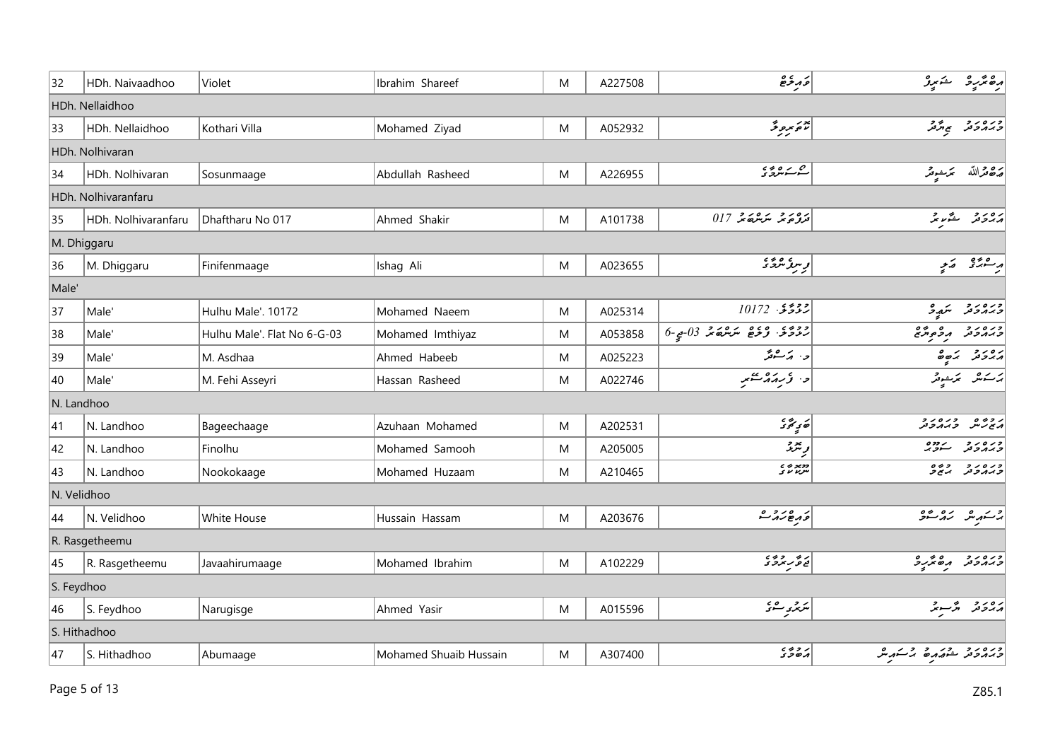| 32 | HDh. Naivaadhoo | Violet | Ibrahim Shareef | M | A227508 | ވައިލެޓް | އިބްރާހީމް ޝަރީފް |
|---|---|---|---|---|---|---|---|
| HDh. Nellaidhoo | | | | | | | |
| 33 | HDh. Nellaidhoo | Kothari Villa | Mohamed Ziyad | M | A052932 | ކޮތަރިވިލާ | މުޙައްމަދު ޒިޔާދު |
| HDh. Nolhivaran | | | | | | | |
| 34 | HDh. Nolhivaran | Sosunmaage | Abdullah Rasheed | M | A226955 | ސޯސަންމާގެ | އަބްދުﷲ ރަޝީދު |
| HDh. Nolhivaranfaru | | | | | | | |
| 35 | HDh. Nolhivaranfaru | Dhaftharu No 017 | Ahmed Shakir | M | A101738 | ދަފްތަރު ނަންބަރު 017 | އަޙްމަދު ޝާކިރު |
| M. Dhiggaru | | | | | | | |
| 36 | M. Dhiggaru | Finifenmaage | Ishag Ali | M | A023655 | ފިނިފެންމާގެ | އިސްޙާޤު ޢަލީ |
| Male' | | | | | | | |
| 37 | Male' | Hulhu Male'. 10172 | Mohamed Naeem | M | A025314 | ހުޅުމާލެ. 10172 | މުޙައްމަދު ނަޢީމް |
| 38 | Male' | Hulhu Male'. Flat No 6-G-03 | Mohamed Imthiyaz | M | A053858 | ހުޅުމާލެ. ފްލެޓް ނަންބަރު 6-ޖީ-03 | މުޙައްމަދު އިމްތިޔާޒް |
| 39 | Male' | M. Asdhaa | Ahmed Habeeb | M | A025223 | މ. އަސްދާ | އަޙްމަދު ހަބީބް |
| 40 | Male' | M. Fehi Asseyri | Hassan Rasheed | M | A022746 | މ. ފެހިއައްސޭރި | ޙަސަން ރަޝީދު |
| N. Landhoo | | | | | | | |
| 41 | N. Landhoo | Bageechaage | Azuhaan Mohamed | M | A202531 | ބަގީޗާގެ | އަޒުހާން މުޙައްމަދު |
| 42 | N. Landhoo | Finolhu | Mohamed Samooh | M | A205005 | ފިނޮޅު | މުޙައްމަދު ސަމޫޙް |
| 43 | N. Landhoo | Nookokaage | Mohamed Huzaam | M | A210465 | ނޫކޮކާގެ | މުޙައްމަދު ހުޒާމް |
| N. Velidhoo | | | | | | | |
| 44 | N. Velidhoo | White House | Hussain Hassam | M | A203676 | ވައިޓްހައުސް | ޙުސައިން ހައްސާމް |
| R. Rasgetheemu | | | | | | | |
| 45 | R. Rasgetheemu | Javaahirumaage | Mohamed Ibrahim | M | A102229 | ޖަވާހިރުމާގެ | މުޙައްމަދު އިބްރާހީމް |
| S. Feydhoo | | | | | | | |
| 46 | S. Feydhoo | Narugisge | Ahmed Yasir | M | A015596 | ނަރުގިސްގެ | އަޙްމަދު ޔާސިރު |
| S. Hithadhoo | | | | | | | |
| 47 | S. Hithadhoo | Abumaage | Mohamed Shuaib Hussain | M | A307400 | އަބުމާގެ | މުޙައްމަދު ޝުޢައިބު ޙުސައިން |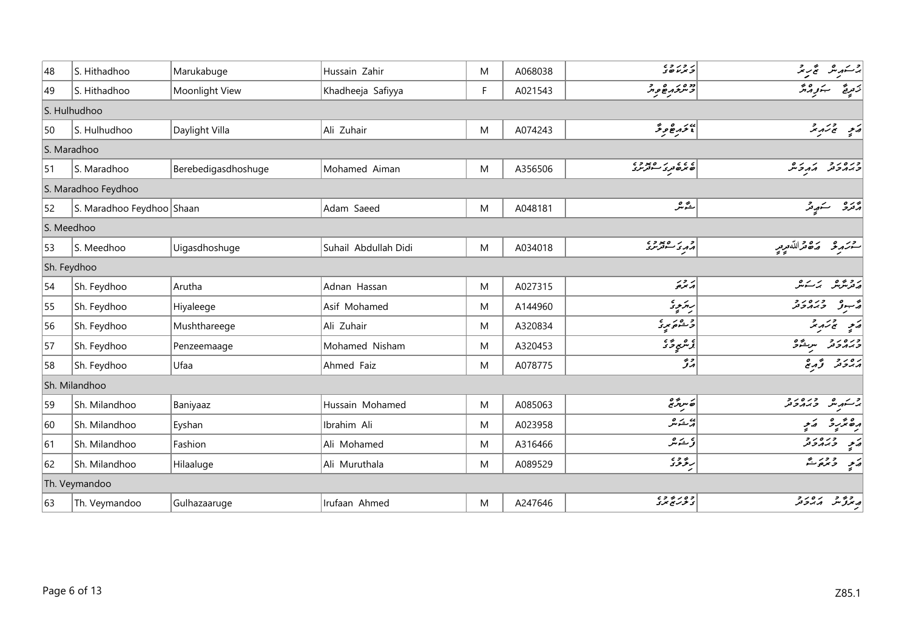| 48 | S. Hithadhoo | Marukabuge | Hussain Zahir | M | A068038 | މަރުކަބުގެ | ހުސައިން ޒާހިރު |
|---|---|---|---|---|---|---|---|
| 49 | S. Hithadhoo | Moonlight View | Khadheeja Safiyya | F | A021543 | މޫންލައިޓްވިއު | ޚަދީޖާ ސަފިއްޔާ |
| S. Hulhudhoo | | | | | | | |
| 50 | S. Hulhudhoo | Daylight Villa | Ali Zuhair | M | A074243 | ޑޭލައިޓްވިލާ | ޢަލީ ޒުހައިރު |
| S. Maradhoo | | | | | | | |
| 51 | S. Maradhoo | Berebedigasdhoshuge | Mohamed Aiman | M | A356506 | ބެރެބެދިގަސްދޮށުގެ | މުޙައްމަދު އައިމަން |
| S. Maradhoo Feydhoo | | | | | | | |
| 52 | S. Maradhoo Feydhoo | Shaan | Adam Saeed | M | A048181 | ޝާން | އާދަމް ސައީދު |
| S. Meedhoo | | | | | | | |
| 53 | S. Meedhoo | Uigasdhoshuge | Suhail Abdullah Didi | M | A034018 | އުއިގަސްދޮށުގެ | ސުހައިލް ޢަބްދުﷲ ދީދީ |
| Sh. Feydhoo | | | | | | | |
| 54 | Sh. Feydhoo | Arutha | Adnan Hassan | M | A027315 | އަރުތަ | އަދުނާން ހަސަން |
| 55 | Sh. Feydhoo | Hiyaleege | Asif Mohamed | M | A144960 | ހިޔަލީގެ | އާސިފް މުޙައްމަދު |
| 56 | Sh. Feydhoo | Mushthareege | Ali Zuhair | M | A320834 | މުޝްތަރީގެ | ޢަލީ ޒުހައިރު |
| 57 | Sh. Feydhoo | Penzeemaage | Mohamed Nisham | M | A320453 | ޕެންޒީމާގެ | މުޙައްމަދު ނިޝާމް |
| 58 | Sh. Feydhoo | Ufaa | Ahmed Faiz | M | A078775 | އުފާ | އަޙްމަދު ފާއިޒް |
| Sh. Milandhoo | | | | | | | |
| 59 | Sh. Milandhoo | Baniyaaz | Hussain Mohamed | M | A085063 | ބަނިޔާޒް | ހުސައިން މުޙައްމަދު |
| 60 | Sh. Milandhoo | Eyshan | Ibrahim Ali | M | A023958 | އޭޝަން | އިބްރާހީމް ޢަލީ |
| 61 | Sh. Milandhoo | Fashion | Ali Mohamed | M | A316466 | ފެޝަން | ޢަލީ މުޙައްމަދު |
| 62 | Sh. Milandhoo | Hilaaluge | Ali Muruthala | M | A089529 | ހިލާލުގެ | ޢަލީ މުރުތަލާ |
| Th. Veymandoo | | | | | | | |
| 63 | Th. Veymandoo | Gulhazaaruge | Irufaan Ahmed | M | A247646 | ގުޅަޒާރުގެ | އިރުފާން އަޙްމަދު |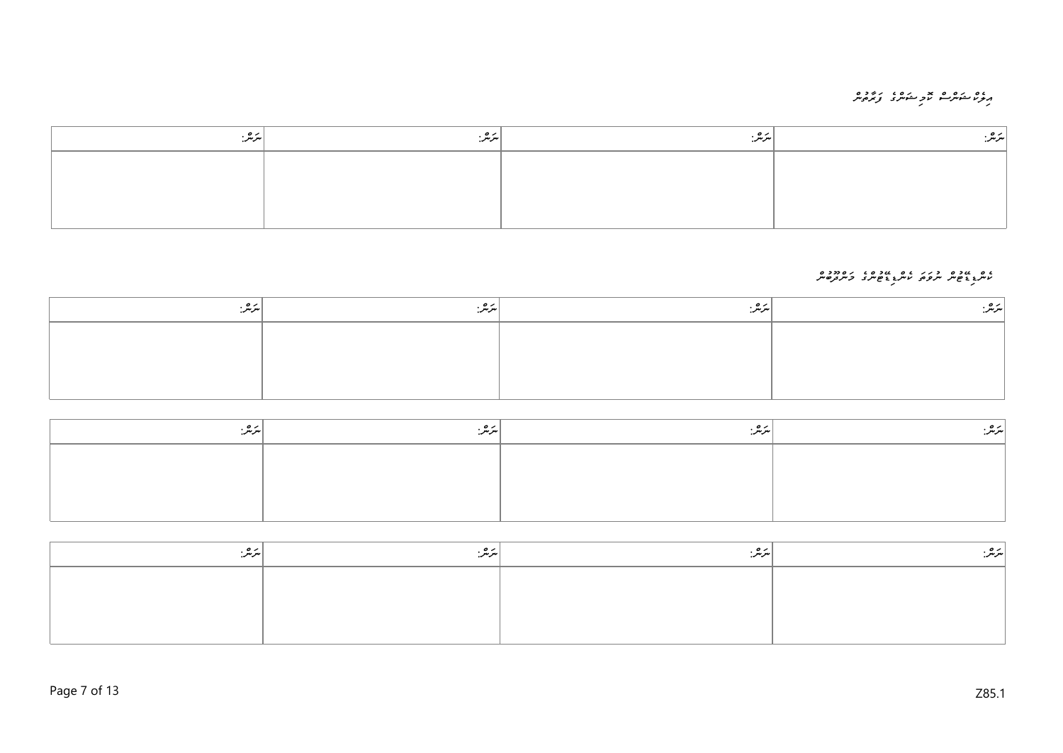# އިވެންޓަންސް ކޮމިޓަންގެ ފަރާތުން

| ނަންބަރު: | ނަންބަރު: | ނަންބަރު: | ނަންބަރު: |
|---|---|---|---|
| | | | |

## ކުންފުނީގެ ނުވަތަ ކުންފުނީގެ މަސްދަރުގެ

| ނަންބަރު: | ނަންބަރު: | ނަންބަރު: | ނަންބަރު: |
|---|---|---|---|
| | | | |

| ނަންބަރު: | ނަންބަރު: | ނަންބަރު: | ނަންބަރު: |
|---|---|---|---|
| | | | |

| ނަންބަރު: | ނަންބަރު: | ނަންބަރު: | ނަންބަރު: |
|---|---|---|---|
| | | | |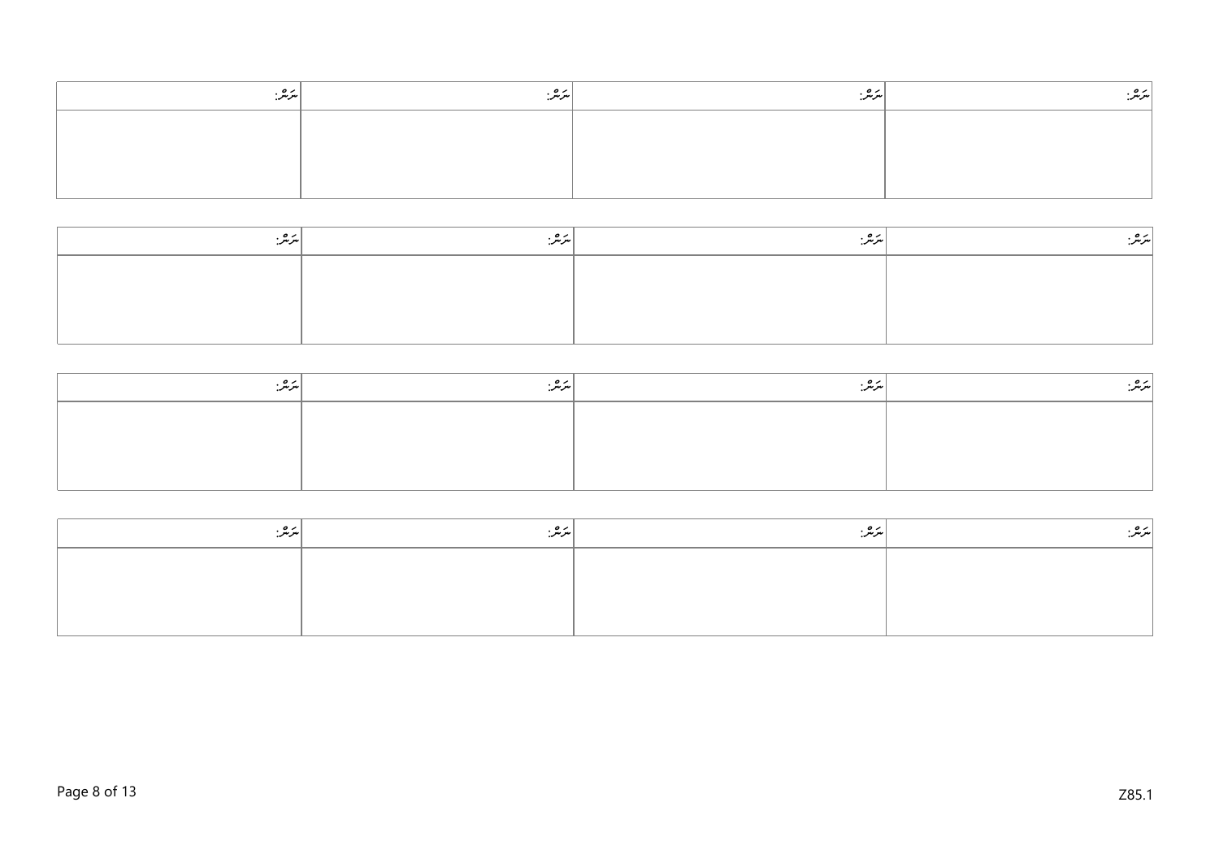| ނަރުތ: | ނަރުތ: | ނަރުތ: | ނަރުތ: |
| --- | --- | --- | --- |
| | | | |

| ނަރުތ: | ނަރުތ: | ނަރުތ: | ނަރުތ: |
| --- | --- | --- | --- |
| | | | |

| ނަރުތ: | ނަރުތ: | ނަރުތ: | ނަރުތ: |
| --- | --- | --- | --- |
| | | | |

| ނަރުތ: | ނަރުތ: | ނަރުތ: | ނަރުތ: |
| --- | --- | --- | --- |
| | | | |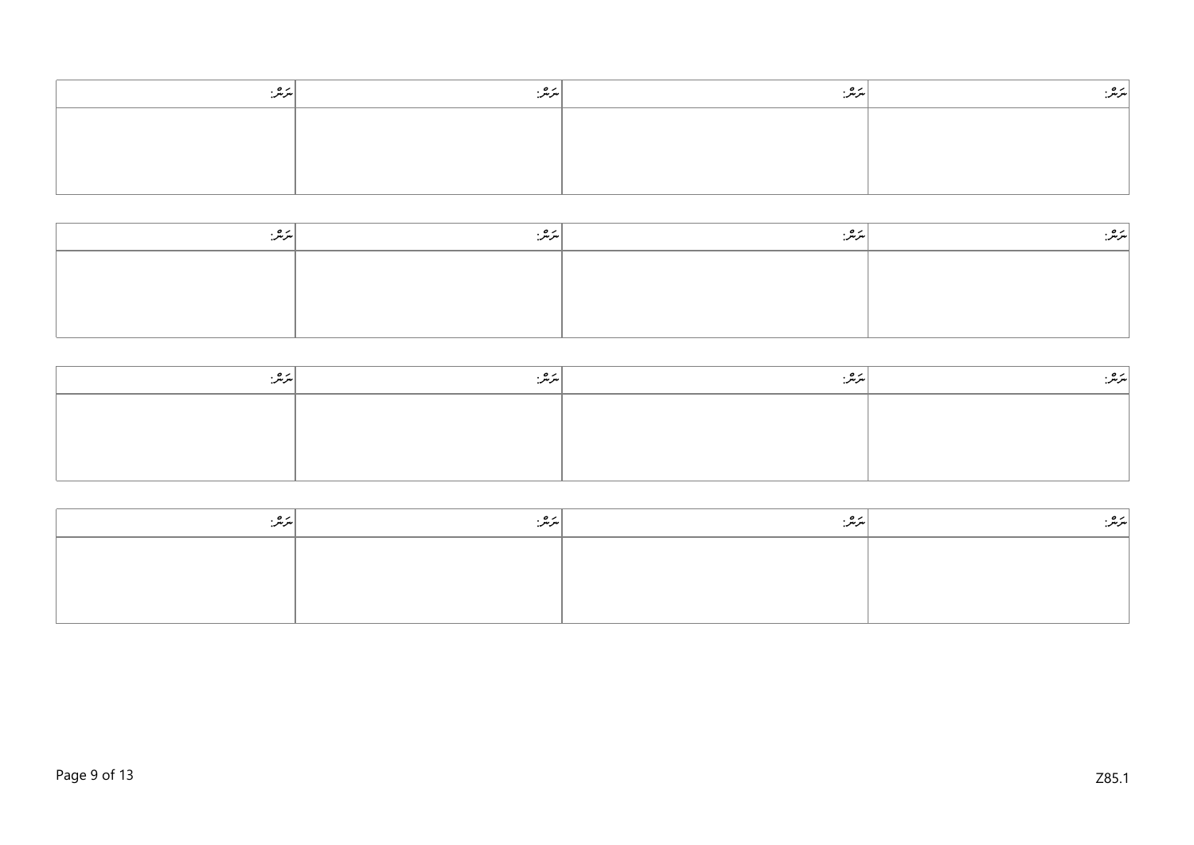| ނަރުދ: | ނަރުދ: | ނަރުދ: | ނަރުދ: |
| --- | --- | --- | --- |
| | | | |

| ނަރުދ: | ނަރުދ: | ނަރުދ: | ނަރުދ: |
| --- | --- | --- | --- |
| | | | |

| ނަރުދ: | ނަރުދ: | ނަރުދ: | ނަރުދ: |
| --- | --- | --- | --- |
| | | | |

| ނަރުދ: | ނަރުދ: | ނަރުދ: | ނަރުދ: |
| --- | --- | --- | --- |
| | | | |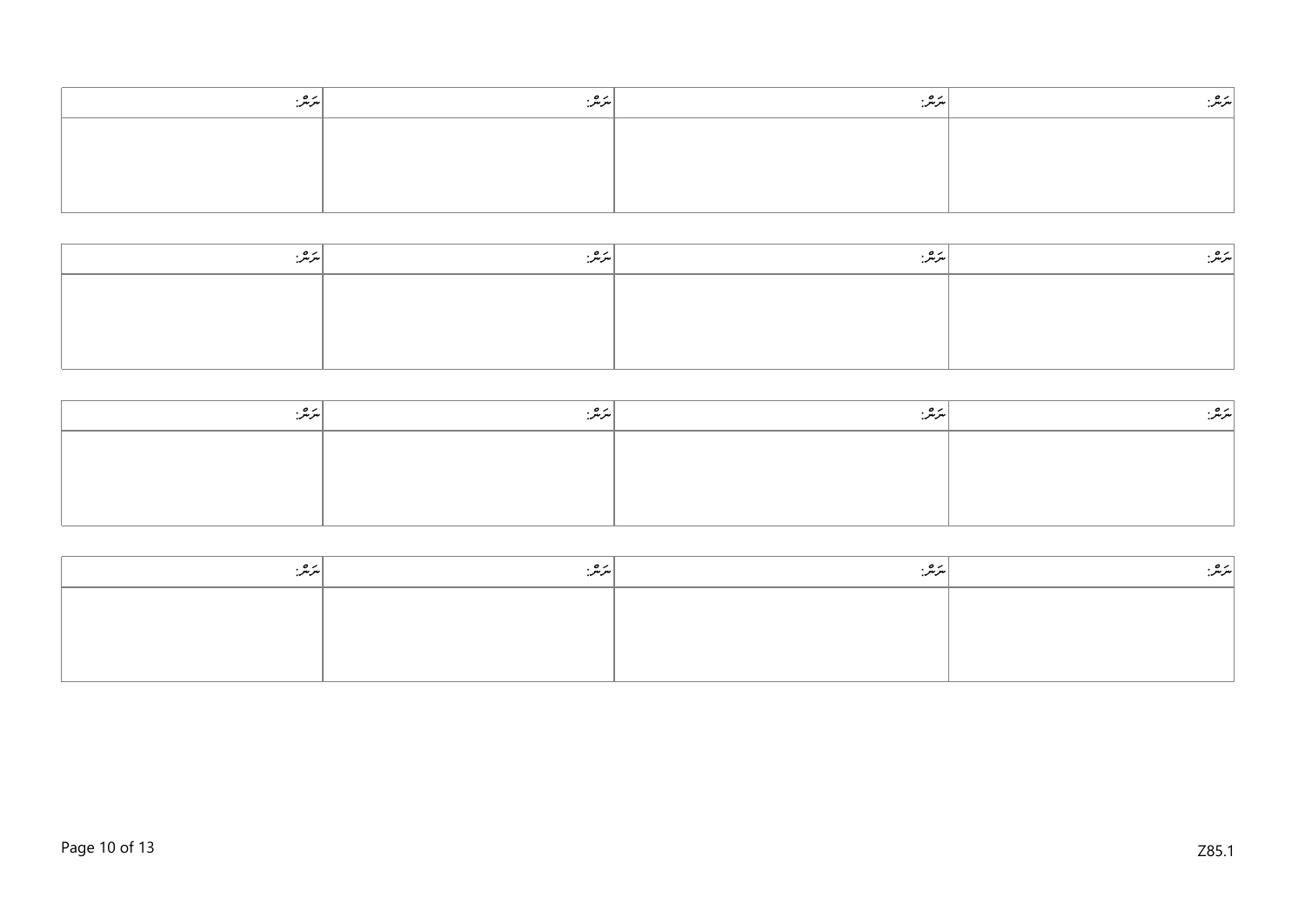| ނަރަދ: | ނަރަދ: | ނަރަދ: | ނަރަދ: |
| --- | --- | --- | --- |
| | | | |

| ނަރަދ: | ނަރަދ: | ނަރަދ: | ނަރަދ: |
| --- | --- | --- | --- |
| | | | |

| ނަރަދ: | ނަރަދ: | ނަރަދ: | ނަރަދ: |
| --- | --- | --- | --- |
| | | | |

| ނަރަދ: | ނަރަދ: | ނަރަދ: | ނަރަދ: |
| --- | --- | --- | --- |
| | | | |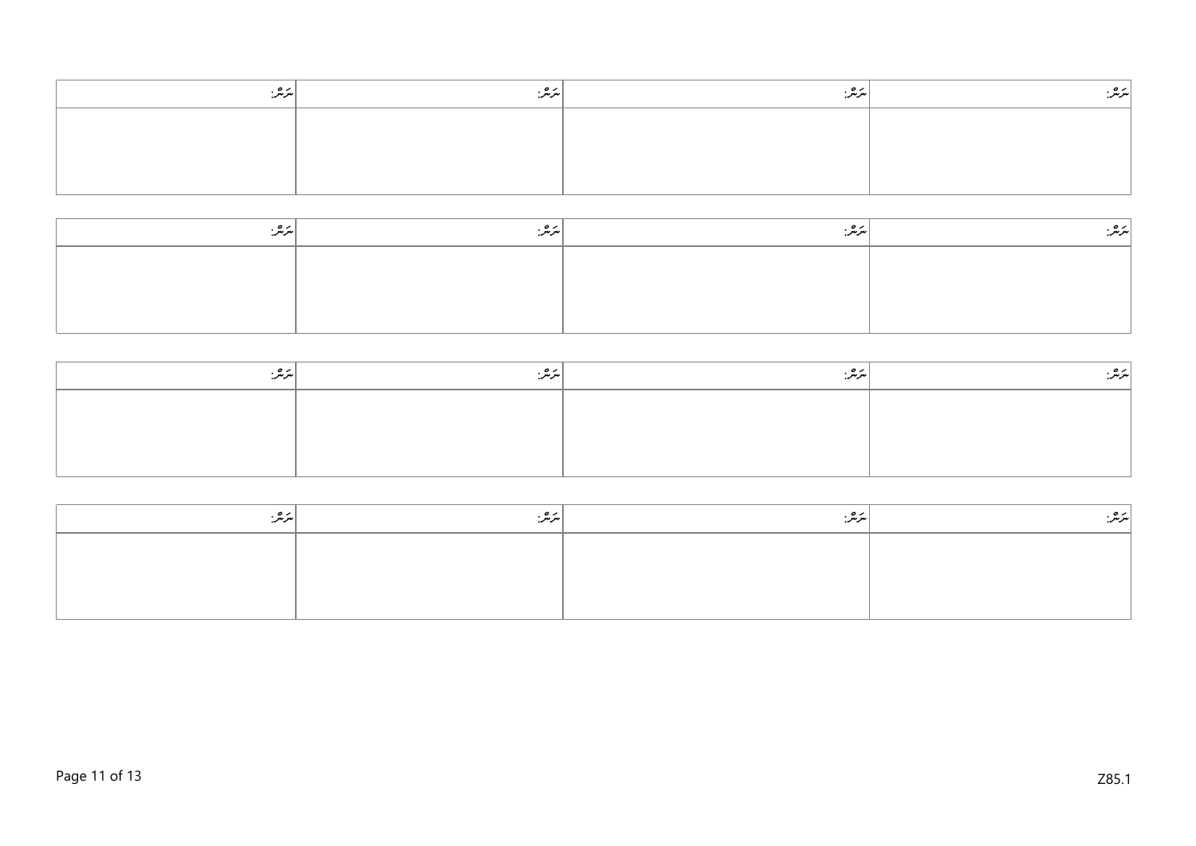| ޤަރަޒް: | ޤަރަޒް: | ޤަރަޒް: | ޤަރަޒް: |
| --- | --- | --- | --- |
| | | | |

| ޤަރަޒް: | ޤަރަޒް: | ޤަރަޒް: | ޤަރަޒް: |
| --- | --- | --- | --- |
| | | | |

| ޤަރަޒް: | ޤަރަޒް: | ޤަރަޒް: | ޤަރަޒް: |
| --- | --- | --- | --- |
| | | | |

| ޤަރަޒް: | ޤަރަޒް: | ޤަރަޒް: | ޤަރަޒް: |
| --- | --- | --- | --- |
| | | | |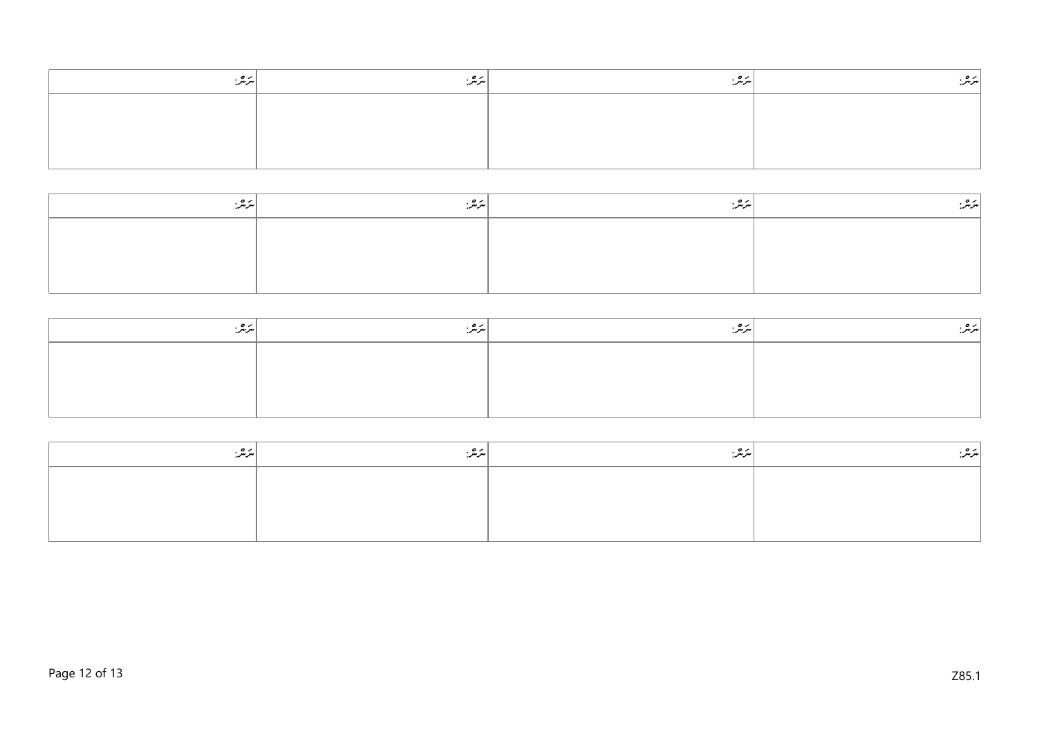| ނަރުދ: | ނަރުދ: | ނަރުދ: | ނަރުދ: |
| --- | --- | --- | --- |
| | | | |

| ނަރުދ: | ނަރުދ: | ނަރުދ: | ނަރުދ: |
| --- | --- | --- | --- |
| | | | |

| ނަރުދ: | ނަރުދ: | ނަރުދ: | ނަރުދ: |
| --- | --- | --- | --- |
| | | | |

| ނަރުދ: | ނަރުދ: | ނަރުދ: | ނަރުދ: |
| --- | --- | --- | --- |
| | | | |

Z85.1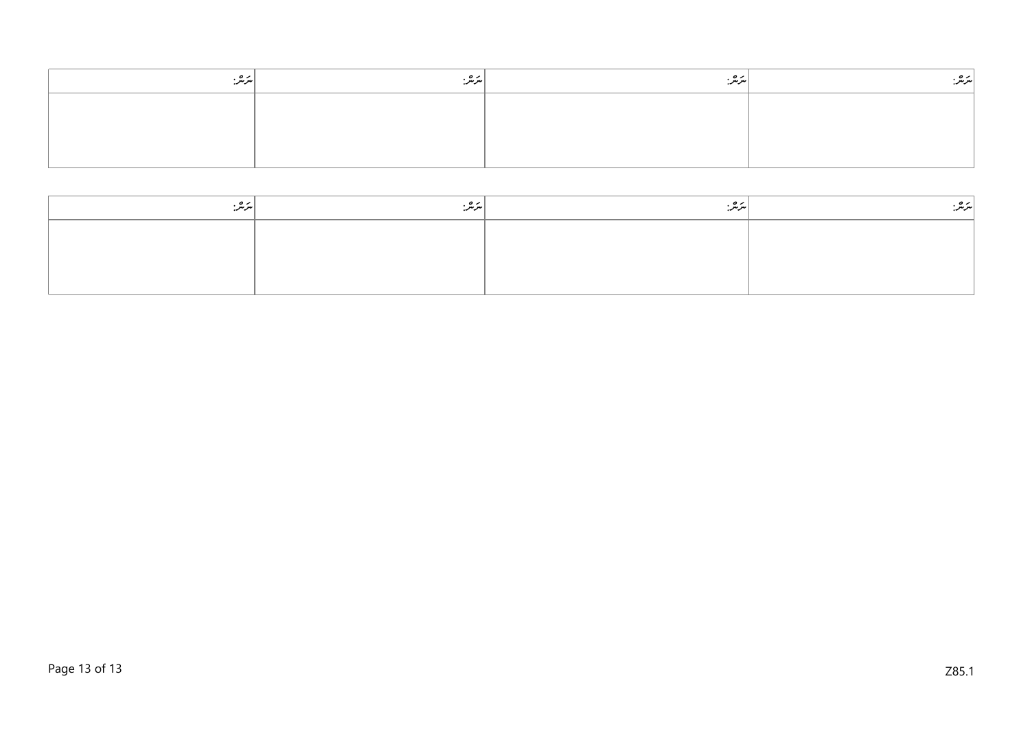| ނަރާ: | ނަރާ: | ނަރާ: | ނަރާ: |
| --- | --- | --- | --- |
| | | | |

| ނަރާ: | ނަރާ: | ނަރާ: | ނަރާ: |
| --- | --- | --- | --- |
| | | | |

Z85.1